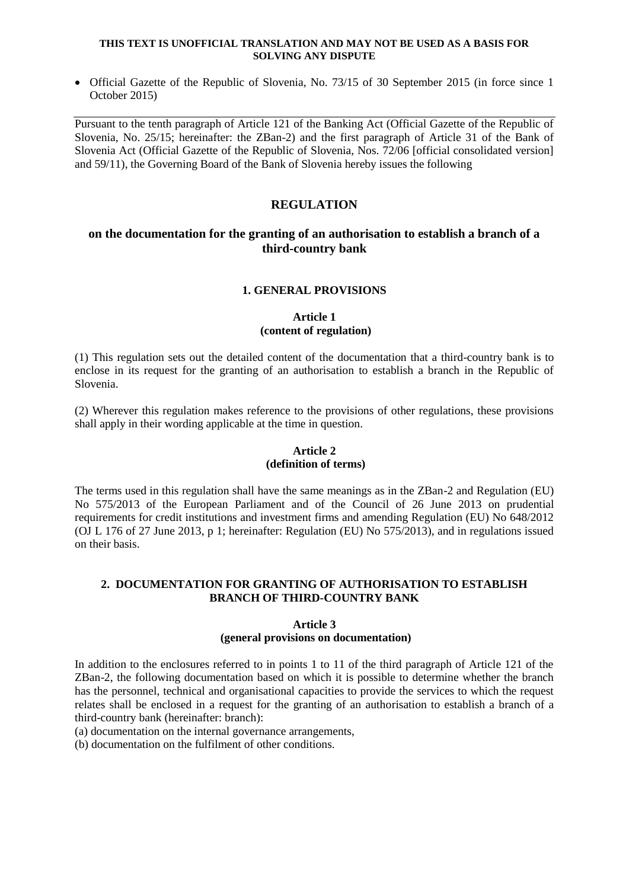**THIS TEXT IS UNOFFICIAL TRANSLATION AND MAY NOT BE USED AS A BASIS FOR SOLVING ANY DISPUTE**

- Official Gazette of the Republic of Slovenia, No. 73/15 of 30 September 2015 (in force since 1 October 2015)

---

Pursuant to the tenth paragraph of Article 121 of the Banking Act (Official Gazette of the Republic of Slovenia, No. 25/15; hereinafter: the ZBan-2) and the first paragraph of Article 31 of the Bank of Slovenia Act (Official Gazette of the Republic of Slovenia, Nos. 72/06 [official consolidated version] and 59/11), the Governing Board of the Bank of Slovenia hereby issues the following

# REGULATION

## on the documentation for the granting of an authorisation to establish a branch of a third-country bank

### 1. GENERAL PROVISIONS

**Article 1**
**(content of regulation)**

(1) This regulation sets out the detailed content of the documentation that a third-country bank is to enclose in its request for the granting of an authorisation to establish a branch in the Republic of Slovenia.

(2) Wherever this regulation makes reference to the provisions of other regulations, these provisions shall apply in their wording applicable at the time in question.

**Article 2**
**(definition of terms)**

The terms used in this regulation shall have the same meanings as in the ZBan-2 and Regulation (EU) No 575/2013 of the European Parliament and of the Council of 26 June 2013 on prudential requirements for credit institutions and investment firms and amending Regulation (EU) No 648/2012 (OJ L 176 of 27 June 2013, p 1; hereinafter: Regulation (EU) No 575/2013), and in regulations issued on their basis.

### 2. DOCUMENTATION FOR GRANTING OF AUTHORISATION TO ESTABLISH BRANCH OF THIRD-COUNTRY BANK

**Article 3**
**(general provisions on documentation)**

In addition to the enclosures referred to in points 1 to 11 of the third paragraph of Article 121 of the ZBan-2, the following documentation based on which it is possible to determine whether the branch has the personnel, technical and organisational capacities to provide the services to which the request relates shall be enclosed in a request for the granting of an authorisation to establish a branch of a third-country bank (hereinafter: branch):

(a) documentation on the internal governance arrangements,
(b) documentation on the fulfilment of other conditions.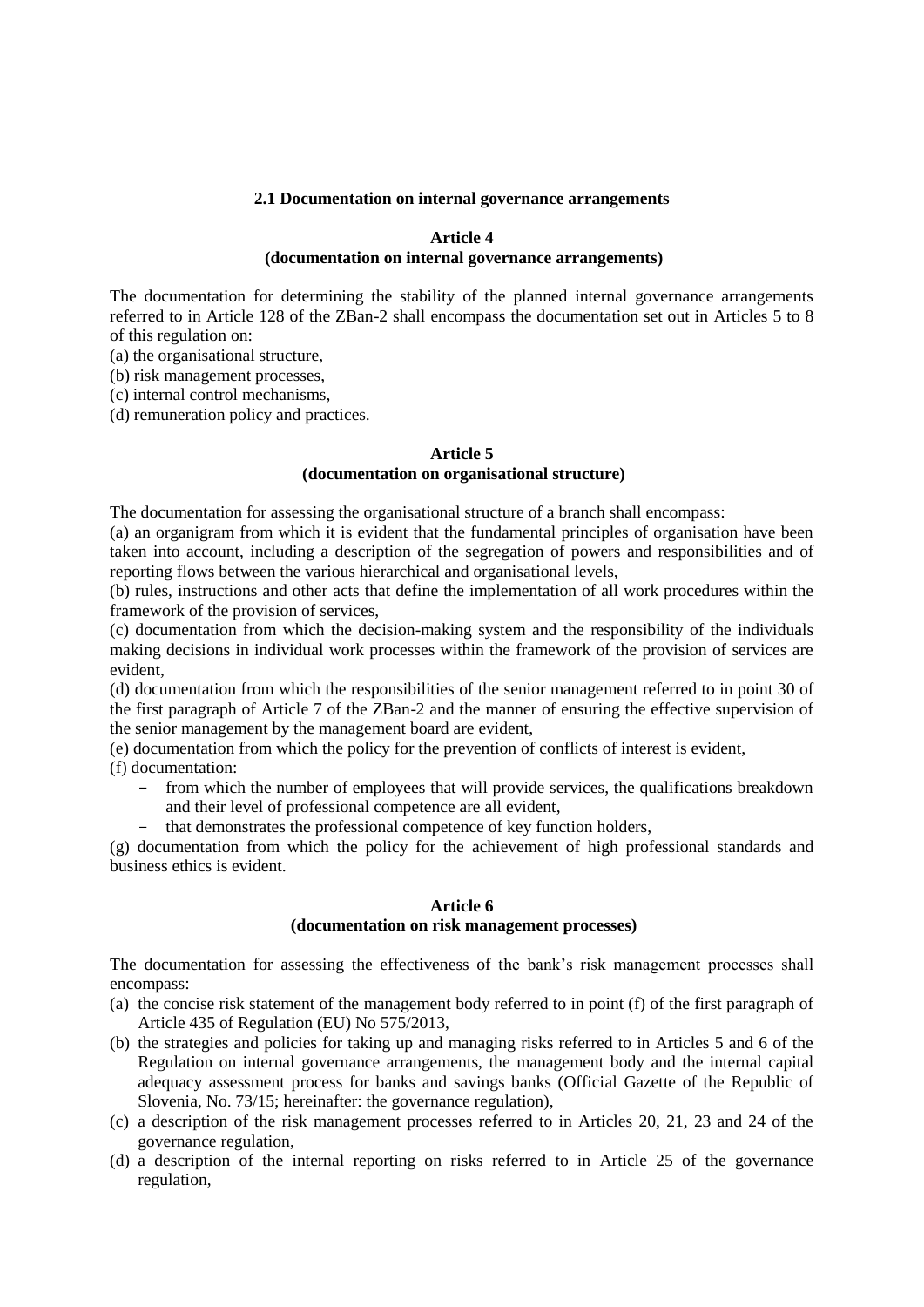### 2.1 Documentation on internal governance arrangements

#### Article 4
#### (documentation on internal governance arrangements)

The documentation for determining the stability of the planned internal governance arrangements referred to in Article 128 of the ZBan-2 shall encompass the documentation set out in Articles 5 to 8 of this regulation on:

(a) the organisational structure,
(b) risk management processes,
(c) internal control mechanisms,
(d) remuneration policy and practices.

#### Article 5
#### (documentation on organisational structure)

The documentation for assessing the organisational structure of a branch shall encompass:

(a) an organigram from which it is evident that the fundamental principles of organisation have been taken into account, including a description of the segregation of powers and responsibilities and of reporting flows between the various hierarchical and organisational levels,
(b) rules, instructions and other acts that define the implementation of all work procedures within the framework of the provision of services,
(c) documentation from which the decision-making system and the responsibility of the individuals making decisions in individual work processes within the framework of the provision of services are evident,
(d) documentation from which the responsibilities of the senior management referred to in point 30 of the first paragraph of Article 7 of the ZBan-2 and the manner of ensuring the effective supervision of the senior management by the management board are evident,
(e) documentation from which the policy for the prevention of conflicts of interest is evident,
(f) documentation:

- from which the number of employees that will provide services, the qualifications breakdown and their level of professional competence are all evident,
- that demonstrates the professional competence of key function holders,

(g) documentation from which the policy for the achievement of high professional standards and business ethics is evident.

#### Article 6
#### (documentation on risk management processes)

The documentation for assessing the effectiveness of the bank's risk management processes shall encompass:

(a) the concise risk statement of the management body referred to in point (f) of the first paragraph of Article 435 of Regulation (EU) No 575/2013,
(b) the strategies and policies for taking up and managing risks referred to in Articles 5 and 6 of the Regulation on internal governance arrangements, the management body and the internal capital adequacy assessment process for banks and savings banks (Official Gazette of the Republic of Slovenia, No. 73/15; hereinafter: the governance regulation),
(c) a description of the risk management processes referred to in Articles 20, 21, 23 and 24 of the governance regulation,
(d) a description of the internal reporting on risks referred to in Article 25 of the governance regulation,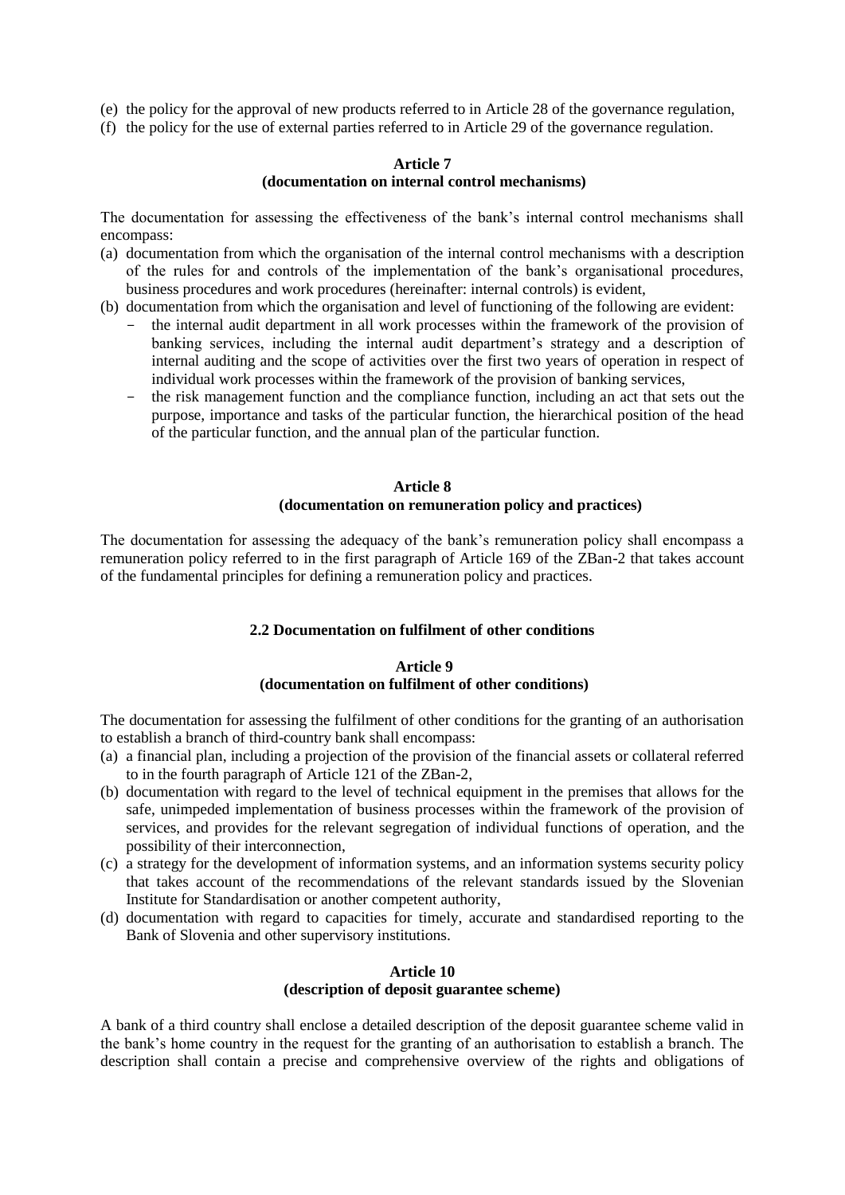(e) the policy for the approval of new products referred to in Article 28 of the governance regulation,
(f) the policy for the use of external parties referred to in Article 29 of the governance regulation.

**Article 7**
**(documentation on internal control mechanisms)**

The documentation for assessing the effectiveness of the bank's internal control mechanisms shall encompass:

(a) documentation from which the organisation of the internal control mechanisms with a description of the rules for and controls of the implementation of the bank's organisational procedures, business procedures and work procedures (hereinafter: internal controls) is evident,
(b) documentation from which the organisation and level of functioning of the following are evident:
   - the internal audit department in all work processes within the framework of the provision of banking services, including the internal audit department's strategy and a description of internal auditing and the scope of activities over the first two years of operation in respect of individual work processes within the framework of the provision of banking services,
   - the risk management function and the compliance function, including an act that sets out the purpose, importance and tasks of the particular function, the hierarchical position of the head of the particular function, and the annual plan of the particular function.

**Article 8**
**(documentation on remuneration policy and practices)**

The documentation for assessing the adequacy of the bank's remuneration policy shall encompass a remuneration policy referred to in the first paragraph of Article 169 of the ZBan-2 that takes account of the fundamental principles for defining a remuneration policy and practices.

**2.2 Documentation on fulfilment of other conditions**

**Article 9**
**(documentation on fulfilment of other conditions)**

The documentation for assessing the fulfilment of other conditions for the granting of an authorisation to establish a branch of third-country bank shall encompass:

(a) a financial plan, including a projection of the provision of the financial assets or collateral referred to in the fourth paragraph of Article 121 of the ZBan-2,
(b) documentation with regard to the level of technical equipment in the premises that allows for the safe, unimpeded implementation of business processes within the framework of the provision of services, and provides for the relevant segregation of individual functions of operation, and the possibility of their interconnection,
(c) a strategy for the development of information systems, and an information systems security policy that takes account of the recommendations of the relevant standards issued by the Slovenian Institute for Standardisation or another competent authority,
(d) documentation with regard to capacities for timely, accurate and standardised reporting to the Bank of Slovenia and other supervisory institutions.

**Article 10**
**(description of deposit guarantee scheme)**

A bank of a third country shall enclose a detailed description of the deposit guarantee scheme valid in the bank's home country in the request for the granting of an authorisation to establish a branch. The description shall contain a precise and comprehensive overview of the rights and obligations of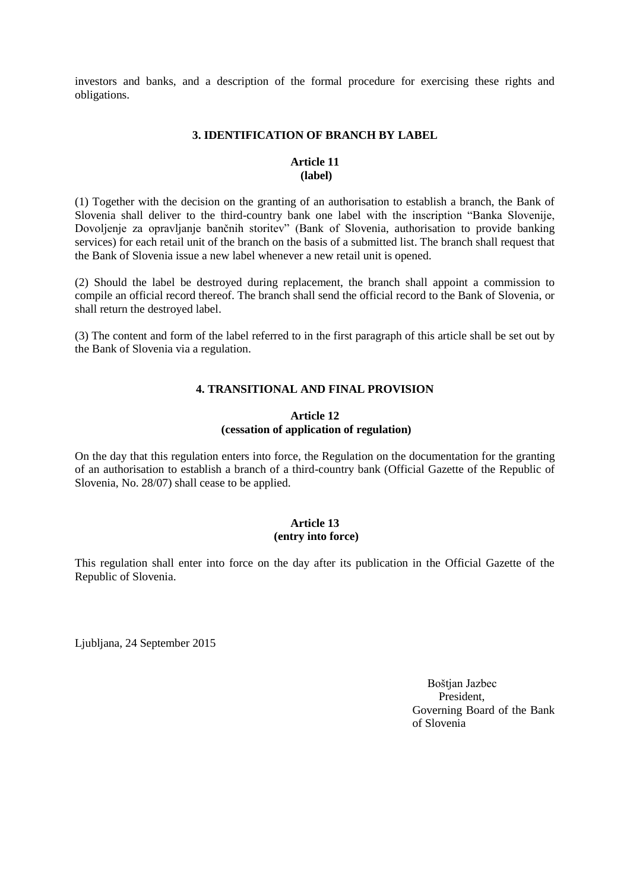investors and banks, and a description of the formal procedure for exercising these rights and obligations.

## 3. IDENTIFICATION OF BRANCH BY LABEL

### Article 11
### (label)

(1) Together with the decision on the granting of an authorisation to establish a branch, the Bank of Slovenia shall deliver to the third-country bank one label with the inscription "Banka Slovenije, Dovoljenje za opravljanje bančnih storitev" (Bank of Slovenia, authorisation to provide banking services) for each retail unit of the branch on the basis of a submitted list. The branch shall request that the Bank of Slovenia issue a new label whenever a new retail unit is opened.

(2) Should the label be destroyed during replacement, the branch shall appoint a commission to compile an official record thereof. The branch shall send the official record to the Bank of Slovenia, or shall return the destroyed label.

(3) The content and form of the label referred to in the first paragraph of this article shall be set out by the Bank of Slovenia via a regulation.

## 4. TRANSITIONAL AND FINAL PROVISION

### Article 12
### (cessation of application of regulation)

On the day that this regulation enters into force, the Regulation on the documentation for the granting of an authorisation to establish a branch of a third-country bank (Official Gazette of the Republic of Slovenia, No. 28/07) shall cease to be applied.

### Article 13
### (entry into force)

This regulation shall enter into force on the day after its publication in the Official Gazette of the Republic of Slovenia.

Ljubljana, 24 September 2015

Boštjan Jazbec
President,
Governing Board of the Bank of Slovenia